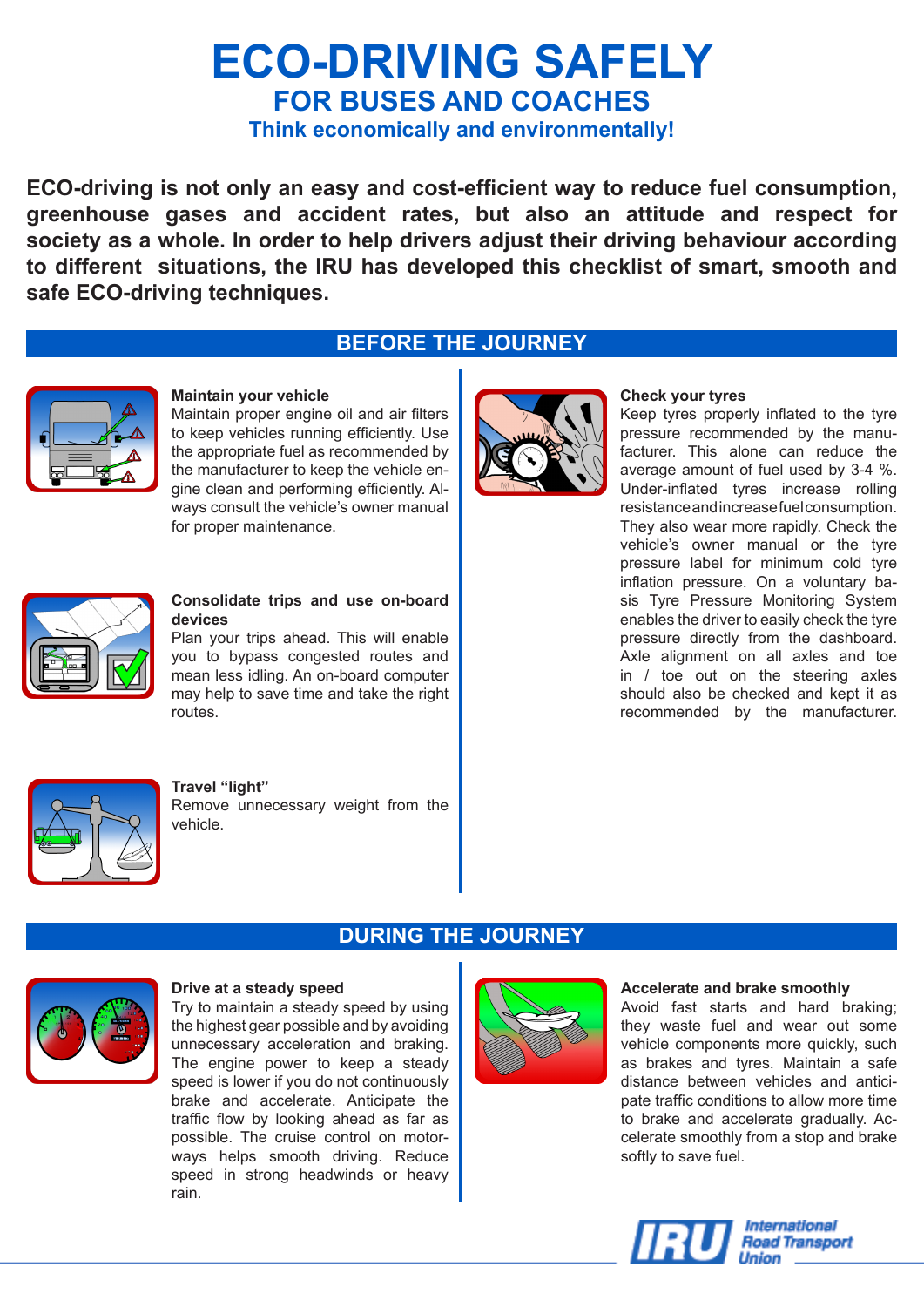# ECO-DRIVING SAFELY

## FOR BUSES AND COACHES

### Think economically and environmentally!

**ECO-driving is not only an easy and cost-efficient way to reduce fuel consumption, greenhouse gases and accident rates, but also an attitude and respect for society as a whole. In order to help drivers adjust their driving behaviour according to different situations, the IRU has developed this checklist of smart, smooth and safe ECO-driving techniques.**

## BEFORE THE JOURNEY

**Maintain your vehicle**
Maintain proper engine oil and air filters to keep vehicles running efficiently. Use the appropriate fuel as recommended by the manufacturer to keep the vehicle engine clean and performing efficiently. Always consult the vehicle's owner manual for proper maintenance.

**Consolidate trips and use on-board devices**
Plan your trips ahead. This will enable you to bypass congested routes and mean less idling. An on-board computer may help to save time and take the right routes.

**Travel "light"**
Remove unnecessary weight from the vehicle.

**Check your tyres**
Keep tyres properly inflated to the tyre pressure recommended by the manufacturer. This alone can reduce the average amount of fuel used by 3-4 %. Under-inflated tyres increase rolling resistance and increase fuel consumption. They also wear more rapidly. Check the vehicle's owner manual or the tyre pressure label for minimum cold tyre inflation pressure. On a voluntary basis Tyre Pressure Monitoring System enables the driver to easily check the tyre pressure directly from the dashboard. Axle alignment on all axles and toe in / toe out on the steering axles should also be checked and kept it as recommended by the manufacturer.

## DURING THE JOURNEY

**Drive at a steady speed**
Try to maintain a steady speed by using the highest gear possible and by avoiding unnecessary acceleration and braking. The engine power to keep a steady speed is lower if you do not continuously brake and accelerate. Anticipate the traffic flow by looking ahead as far as possible. The cruise control on motorways helps smooth driving. Reduce speed in strong headwinds or heavy rain.

**Accelerate and brake smoothly**
Avoid fast starts and hard braking; they waste fuel and wear out some vehicle components more quickly, such as brakes and tyres. Maintain a safe distance between vehicles and anticipate traffic conditions to allow more time to brake and accelerate gradually. Accelerate smoothly from a stop and brake softly to save fuel.

IRU International Road Transport Union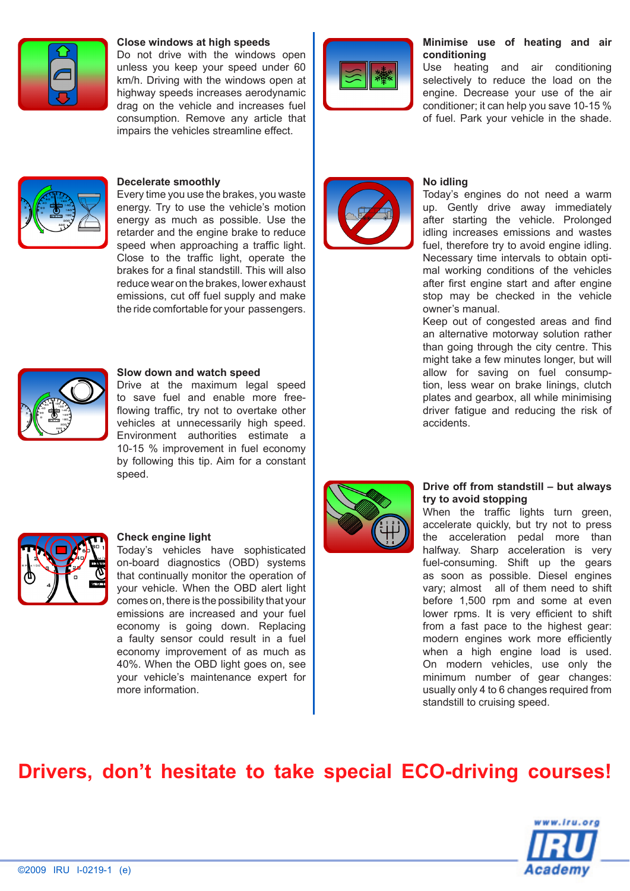### Close windows at high speeds

Do not drive with the windows open unless you keep your speed under 60 km/h. Driving with the windows open at highway speeds increases aerodynamic drag on the vehicle and increases fuel consumption. Remove any article that impairs the vehicles streamline effect.

### Decelerate smoothly

Every time you use the brakes, you waste energy. Try to use the vehicle's motion energy as much as possible. Use the retarder and the engine brake to reduce speed when approaching a traffic light. Close to the traffic light, operate the brakes for a final standstill. This will also reduce wear on the brakes, lower exhaust emissions, cut off fuel supply and make the ride comfortable for your passengers.

### Slow down and watch speed

Drive at the maximum legal speed to save fuel and enable more free-flowing traffic, try not to overtake other vehicles at unnecessarily high speed. Environment authorities estimate a 10-15 % improvement in fuel economy by following this tip. Aim for a constant speed.

### Check engine light

Today's vehicles have sophisticated on-board diagnostics (OBD) systems that continually monitor the operation of your vehicle. When the OBD alert light comes on, there is the possibility that your emissions are increased and your fuel economy is going down. Replacing a faulty sensor could result in a fuel economy improvement of as much as 40%. When the OBD light goes on, see your vehicle's maintenance expert for more information.

### Minimise use of heating and air conditioning

Use heating and air conditioning selectively to reduce the load on the engine. Decrease your use of the air conditioner; it can help you save 10-15 % of fuel. Park your vehicle in the shade.

### No idling

Today's engines do not need a warm up. Gently drive away immediately after starting the vehicle. Prolonged idling increases emissions and wastes fuel, therefore try to avoid engine idling. Necessary time intervals to obtain optimal working conditions of the vehicles after first engine start and after engine stop may be checked in the vehicle owner's manual.

Keep out of congested areas and find an alternative motorway solution rather than going through the city centre. This might take a few minutes longer, but will allow for saving on fuel consumption, less wear on brake linings, clutch plates and gearbox, all while minimising driver fatigue and reducing the risk of accidents.

### Drive off from standstill – but always try to avoid stopping

When the traffic lights turn green, accelerate quickly, but try not to press the acceleration pedal more than halfway. Sharp acceleration is very fuel-consuming. Shift up the gears as soon as possible. Diesel engines vary; almost all of them need to shift before 1,500 rpm and some at even lower rpms. It is very efficient to shift from a fast pace to the highest gear: modern engines work more efficiently when a high engine load is used. On modern vehicles, use only the minimum number of gear changes: usually only 4 to 6 changes required from standstill to cruising speed.

# Drivers, don't hesitate to take special ECO-driving courses!

www.iru.org
IRU Academy

©2009 IRU I-0219-1 (e)